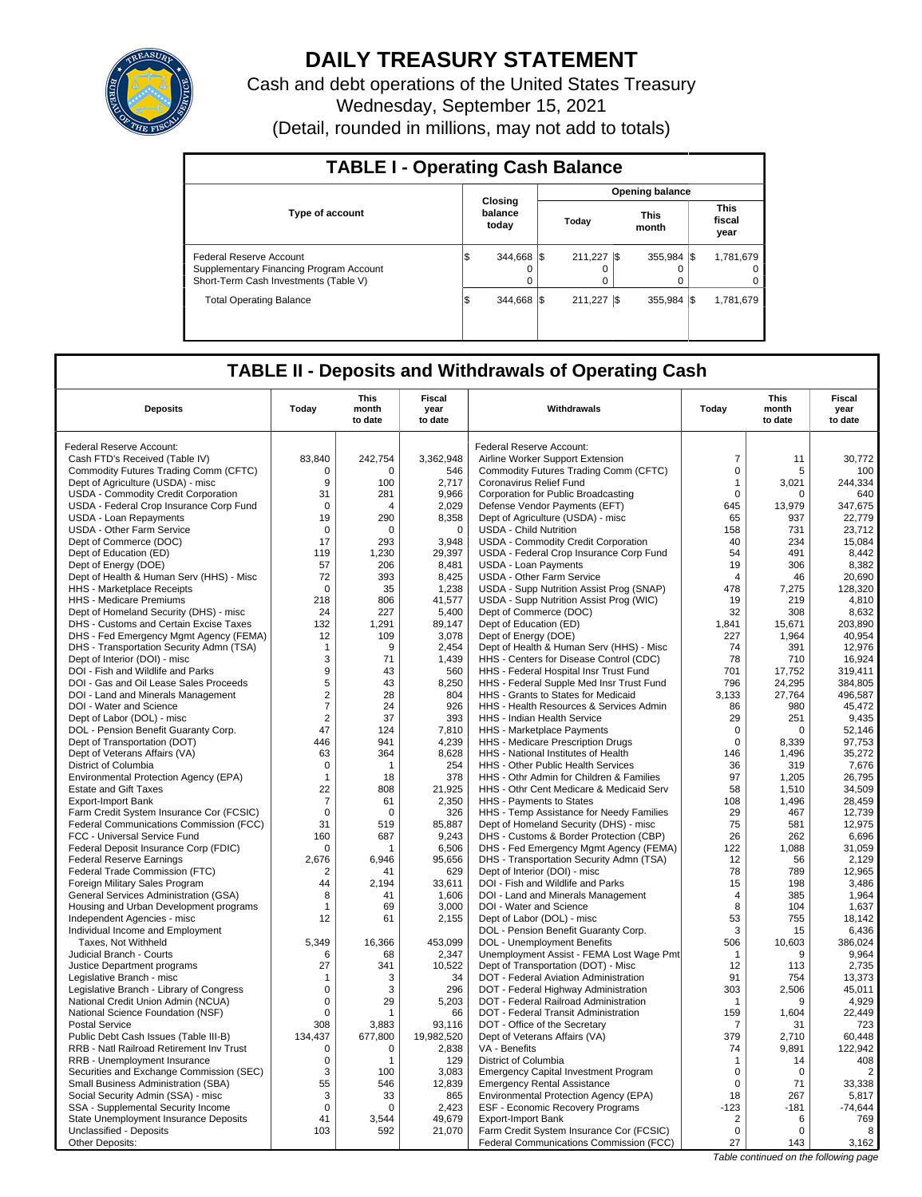# DAILY TREASURY STATEMENT

Cash and debt operations of the United States Treasury

Wednesday, September 15, 2021

(Detail, rounded in millions, may not add to totals)

## TABLE I - Operating Cash Balance

| Type of account | Closing balance today | Opening balance Today | Opening balance This month | Opening balance This fiscal year |
|---|---|---|---|---|
| Federal Reserve Account | $ 344,668 | $ 211,227 | $ 355,984 | $ 1,781,679 |
| Supplementary Financing Program Account | 0 | 0 | 0 | 0 |
| Short-Term Cash Investments (Table V) | 0 | 0 | 0 | 0 |
| Total Operating Balance | $ 344,668 | $ 211,227 | $ 355,984 | $ 1,781,679 |

## TABLE II - Deposits and Withdrawals of Operating Cash

| Deposits | Today | This month to date | Fiscal year to date | Withdrawals | Today | This month to date | Fiscal year to date |
|---|---|---|---|---|---|---|---|
| Federal Reserve Account: | | | | Federal Reserve Account: | | | |
| Cash FTD's Received (Table IV) | 83,840 | 242,754 | 3,362,948 | Airline Worker Support Extension | 7 | 11 | 30,772 |
| Commodity Futures Trading Comm (CFTC) | 0 | 0 | 546 | Commodity Futures Trading Comm (CFTC) | 0 | 5 | 100 |
| Dept of Agriculture (USDA) - misc | 9 | 100 | 2,717 | Coronavirus Relief Fund | 1 | 3,021 | 244,334 |
| USDA - Commodity Credit Corporation | 31 | 281 | 9,966 | Corporation for Public Broadcasting | 0 | 0 | 640 |
| USDA - Federal Crop Insurance Corp Fund | 0 | 4 | 2,029 | Defense Vendor Payments (EFT) | 645 | 13,979 | 347,675 |
| USDA - Loan Repayments | 19 | 290 | 8,358 | Dept of Agriculture (USDA) - misc | 65 | 937 | 22,779 |
| USDA - Other Farm Service | 0 | 0 | 0 | USDA - Child Nutrition | 158 | 731 | 23,712 |
| Dept of Commerce (DOC) | 17 | 293 | 3,948 | USDA - Commodity Credit Corporation | 40 | 234 | 15,084 |
| Dept of Education (ED) | 119 | 1,230 | 29,397 | USDA - Federal Crop Insurance Corp Fund | 54 | 491 | 8,442 |
| Dept of Energy (DOE) | 57 | 206 | 8,481 | USDA - Loan Payments | 19 | 306 | 8,382 |
| Dept of Health & Human Serv (HHS) - Misc | 72 | 393 | 8,425 | USDA - Other Farm Service | 4 | 46 | 20,690 |
| HHS - Marketplace Receipts | 0 | 35 | 1,238 | USDA - Supp Nutrition Assist Prog (SNAP) | 478 | 7,275 | 128,320 |
| HHS - Medicare Premiums | 218 | 806 | 41,577 | USDA - Supp Nutrition Assist Prog (WIC) | 19 | 219 | 4,810 |
| Dept of Homeland Security (DHS) - misc | 24 | 227 | 5,400 | Dept of Commerce (DOC) | 32 | 308 | 8,632 |
| DHS - Customs and Certain Excise Taxes | 132 | 1,291 | 89,147 | Dept of Education (ED) | 1,841 | 15,671 | 203,890 |
| DHS - Fed Emergency Mgmt Agency (FEMA) | 12 | 109 | 3,078 | Dept of Energy (DOE) | 227 | 1,964 | 40,954 |
| DHS - Transportation Security Admn (TSA) | 1 | 9 | 2,454 | Dept of Health & Human Serv (HHS) - Misc | 74 | 391 | 12,976 |
| Dept of Interior (DOI) - misc | 3 | 71 | 1,439 | HHS - Centers for Disease Control (CDC) | 78 | 710 | 16,924 |
| DOI - Fish and Wildlife and Parks | 9 | 43 | 560 | HHS - Federal Hospital Insr Trust Fund | 701 | 17,752 | 319,411 |
| DOI - Gas and Oil Lease Sales Proceeds | 5 | 43 | 8,250 | HHS - Federal Supple Med Insr Trust Fund | 796 | 24,295 | 384,805 |
| DOI - Land and Minerals Management | 2 | 28 | 804 | HHS - Grants to States for Medicaid | 3,133 | 27,764 | 496,587 |
| DOI - Water and Science | 7 | 24 | 926 | HHS - Health Resources & Services Admin | 86 | 980 | 45,472 |
| Dept of Labor (DOL) - misc | 2 | 37 | 393 | HHS - Indian Health Service | 29 | 251 | 9,435 |
| DOL - Pension Benefit Guaranty Corp. | 47 | 124 | 7,810 | HHS - Marketplace Payments | 0 | 0 | 52,146 |
| Dept of Transportation (DOT) | 446 | 941 | 4,239 | HHS - Medicare Prescription Drugs | 0 | 8,339 | 97,753 |
| Dept of Veterans Affairs (VA) | 63 | 364 | 8,628 | HHS - National Institutes of Health | 146 | 1,496 | 35,272 |
| District of Columbia | 0 | 1 | 254 | HHS - Other Public Health Services | 36 | 319 | 7,676 |
| Environmental Protection Agency (EPA) | 1 | 18 | 378 | HHS - Othr Admin for Children & Families | 97 | 1,205 | 26,795 |
| Estate and Gift Taxes | 22 | 808 | 21,925 | HHS - Othr Cent Medicare & Medicaid Serv | 58 | 1,510 | 34,509 |
| Export-Import Bank | 7 | 61 | 2,350 | HHS - Payments to States | 108 | 1,496 | 28,459 |
| Farm Credit System Insurance Cor (FCSIC) | 0 | 0 | 326 | HHS - Temp Assistance for Needy Families | 29 | 467 | 12,739 |
| Federal Communications Commission (FCC) | 31 | 519 | 85,887 | Dept of Homeland Security (DHS) - misc | 75 | 581 | 12,975 |
| FCC - Universal Service Fund | 160 | 687 | 9,243 | DHS - Customs & Border Protection (CBP) | 26 | 262 | 6,696 |
| Federal Deposit Insurance Corp (FDIC) | 0 | 1 | 6,506 | DHS - Fed Emergency Mgmt Agency (FEMA) | 122 | 1,088 | 31,059 |
| Federal Reserve Earnings | 2,676 | 6,946 | 95,656 | DHS - Transportation Security Admn (TSA) | 12 | 56 | 2,129 |
| Federal Trade Commission (FTC) | 2 | 41 | 629 | Dept of Interior (DOI) - misc | 78 | 789 | 12,965 |
| Foreign Military Sales Program | 44 | 2,194 | 33,611 | DOI - Fish and Wildlife and Parks | 15 | 198 | 3,486 |
| General Services Administration (GSA) | 8 | 41 | 1,606 | DOI - Land and Minerals Management | 4 | 385 | 1,964 |
| Housing and Urban Development programs | 1 | 69 | 3,000 | DOI - Water and Science | 8 | 104 | 1,637 |
| Independent Agencies - misc | 12 | 61 | 2,155 | Dept of Labor (DOL) - misc | 53 | 755 | 18,142 |
| Individual Income and Employment | | | | DOL - Pension Benefit Guaranty Corp. | 3 | 15 | 6,436 |
| Taxes, Not Withheld | 5,349 | 16,366 | 453,099 | DOL - Unemployment Benefits | 506 | 10,603 | 386,024 |
| Judicial Branch - Courts | 6 | 68 | 2,347 | Unemployment Assist - FEMA Lost Wage Pmt | 1 | 9 | 9,964 |
| Justice Department programs | 27 | 341 | 10,522 | Dept of Transportation (DOT) - Misc | 12 | 113 | 2,735 |
| Legislative Branch - misc | 1 | 3 | 34 | DOT - Federal Aviation Administration | 91 | 754 | 13,373 |
| Legislative Branch - Library of Congress | 0 | 3 | 296 | DOT - Federal Highway Administration | 303 | 2,506 | 45,011 |
| National Credit Union Admin (NCUA) | 0 | 29 | 5,203 | DOT - Federal Railroad Administration | 1 | 9 | 4,929 |
| National Science Foundation (NSF) | 0 | 1 | 66 | DOT - Federal Transit Administration | 159 | 1,604 | 22,449 |
| Postal Service | 308 | 3,883 | 93,116 | DOT - Office of the Secretary | 7 | 31 | 723 |
| Public Debt Cash Issues (Table III-B) | 134,437 | 677,800 | 19,982,520 | Dept of Veterans Affairs (VA) | 379 | 2,710 | 60,448 |
| RRB - Natl Railroad Retirement Inv Trust | 0 | 0 | 2,838 | VA - Benefits | 74 | 9,891 | 122,942 |
| RRB - Unemployment Insurance | 0 | 1 | 129 | District of Columbia | 1 | 14 | 408 |
| Securities and Exchange Commission (SEC) | 3 | 100 | 3,083 | Emergency Capital Investment Program | 0 | 0 | 2 |
| Small Business Administration (SBA) | 55 | 546 | 12,839 | Emergency Rental Assistance | 0 | 71 | 33,338 |
| Social Security Admin (SSA) - misc | 3 | 33 | 865 | Environmental Protection Agency (EPA) | 18 | 267 | 5,817 |
| SSA - Supplemental Security Income | 0 | 0 | 2,423 | ESF - Economic Recovery Programs | -123 | -181 | -74,644 |
| State Unemployment Insurance Deposits | 41 | 3,544 | 49,679 | Export-Import Bank | 2 | 6 | 769 |
| Unclassified - Deposits | 103 | 592 | 21,070 | Farm Credit System Insurance Cor (FCSIC) | 0 | 0 | 8 |
| Other Deposits: | | | | Federal Communications Commission (FCC) | 27 | 143 | 3,162 |

*Table continued on the following page*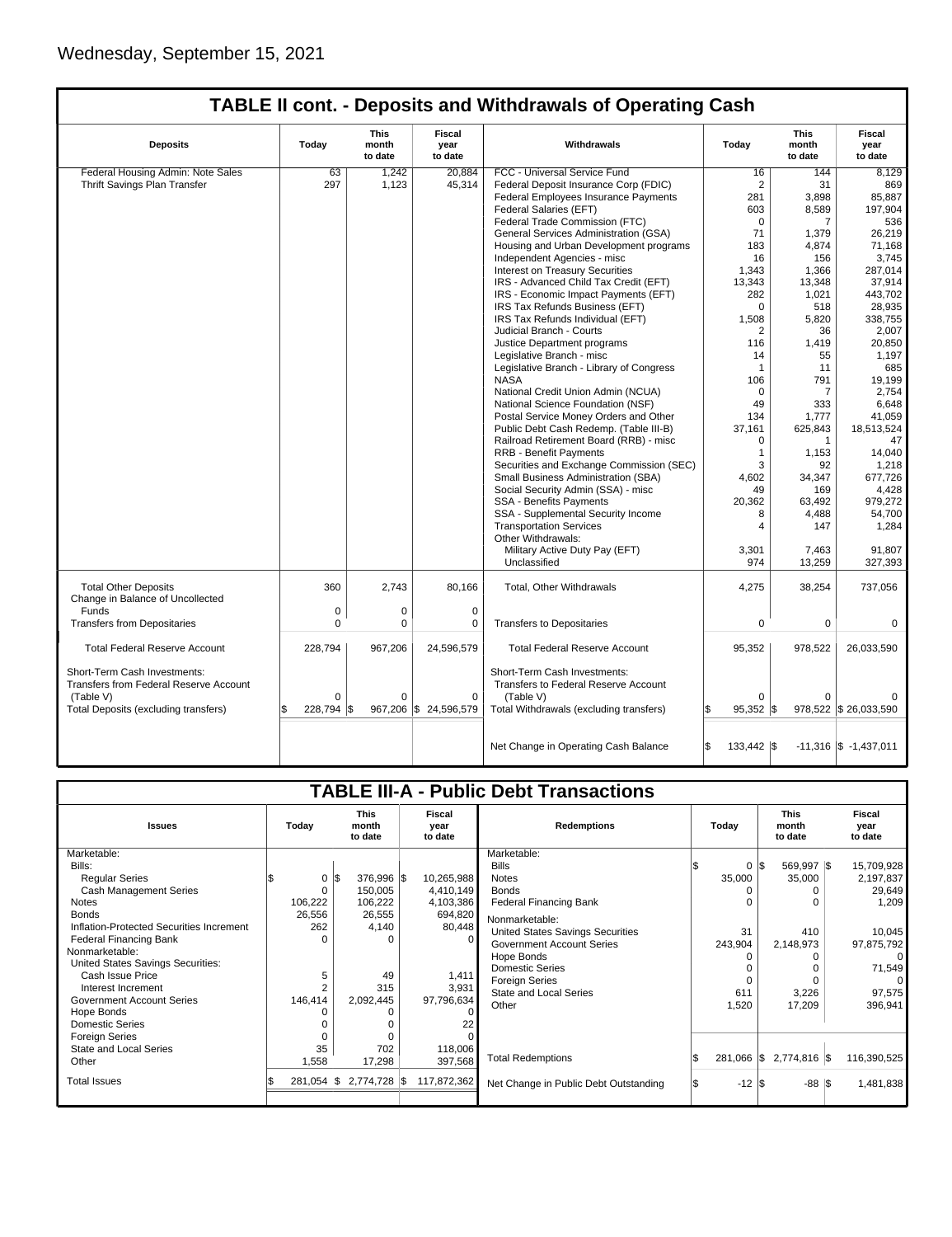Wednesday, September 15, 2021

## TABLE II cont. - Deposits and Withdrawals of Operating Cash

| Deposits | Today | This month to date | Fiscal year to date | Withdrawals | Today | This month to date | Fiscal year to date |
|---|---|---|---|---|---|---|---|
| Federal Housing Admin: Note Sales | 63 | 1,242 | 20,884 | FCC - Universal Service Fund | 16 | 144 | 8,129 |
| Thrift Savings Plan Transfer | 297 | 1,123 | 45,314 | Federal Deposit Insurance Corp (FDIC) | 2 | 31 | 869 |
| | | | | Federal Employees Insurance Payments | 281 | 3,898 | 85,887 |
| | | | | Federal Salaries (EFT) | 603 | 8,589 | 197,904 |
| | | | | Federal Trade Commission (FTC) | 0 | 7 | 536 |
| | | | | General Services Administration (GSA) | 71 | 1,379 | 26,219 |
| | | | | Housing and Urban Development programs | 183 | 4,874 | 71,168 |
| | | | | Independent Agencies - misc | 16 | 156 | 3,745 |
| | | | | Interest on Treasury Securities | 1,343 | 1,366 | 287,014 |
| | | | | IRS - Advanced Child Tax Credit (EFT) | 13,343 | 13,348 | 37,914 |
| | | | | IRS - Economic Impact Payments (EFT) | 282 | 1,021 | 443,702 |
| | | | | IRS Tax Refunds Business (EFT) | 0 | 518 | 28,935 |
| | | | | IRS Tax Refunds Individual (EFT) | 1,508 | 5,820 | 338,755 |
| | | | | Judicial Branch - Courts | 2 | 36 | 2,007 |
| | | | | Justice Department programs | 116 | 1,419 | 20,850 |
| | | | | Legislative Branch - misc | 14 | 55 | 1,197 |
| | | | | Legislative Branch - Library of Congress | 1 | 11 | 685 |
| | | | | NASA | 106 | 791 | 19,199 |
| | | | | National Credit Union Admin (NCUA) | 0 | 7 | 2,754 |
| | | | | National Science Foundation (NSF) | 49 | 333 | 6,648 |
| | | | | Postal Service Money Orders and Other | 134 | 1,777 | 41,059 |
| | | | | Public Debt Cash Redemp. (Table III-B) | 37,161 | 625,843 | 18,513,524 |
| | | | | Railroad Retirement Board (RRB) - misc | 0 | 1 | 47 |
| | | | | RRB - Benefit Payments | 1 | 1,153 | 14,040 |
| | | | | Securities and Exchange Commission (SEC) | 3 | 92 | 1,218 |
| | | | | Small Business Administration (SBA) | 4,602 | 34,347 | 677,726 |
| | | | | Social Security Admin (SSA) - misc | 49 | 169 | 4,428 |
| | | | | SSA - Benefits Payments | 20,362 | 63,492 | 979,272 |
| | | | | SSA - Supplemental Security Income | 8 | 4,488 | 54,700 |
| | | | | Transportation Services | 4 | 147 | 1,284 |
| | | | | Other Withdrawals: | | | |
| | | | | Military Active Duty Pay (EFT) | 3,301 | 7,463 | 91,807 |
| | | | | Unclassified | 974 | 13,259 | 327,393 |
| Total Other Deposits | 360 | 2,743 | 80,166 | Total, Other Withdrawals | 4,275 | 38,254 | 737,056 |
| Change in Balance of Uncollected Funds | 0 | 0 | 0 | | | | |
| Transfers from Depositaries | 0 | 0 | 0 | Transfers to Depositaries | 0 | 0 | 0 |
| Total Federal Reserve Account | 228,794 | 967,206 | 24,596,579 | Total Federal Reserve Account | 95,352 | 978,522 | 26,033,590 |
| Short-Term Cash Investments: Transfers from Federal Reserve Account (Table V) | 0 | 0 | 0 | Short-Term Cash Investments: Transfers to Federal Reserve Account (Table V) | 0 | 0 | 0 |
| Total Deposits (excluding transfers) | $ 228,794 | $ 967,206 | $ 24,596,579 | Total Withdrawals (excluding transfers) | $ 95,352 | $ 978,522 | $ 26,033,590 |
| | | | | Net Change in Operating Cash Balance | $ 133,442 | $ -11,316 | $ -1,437,011 |

## TABLE III-A - Public Debt Transactions

| Issues | Today | This month to date | Fiscal year to date | Redemptions | Today | This month to date | Fiscal year to date |
|---|---|---|---|---|---|---|---|
| Marketable: | | | | Marketable: | | | |
| Bills: | | | | Bills | $ 0 | $ 569,997 | $ 15,709,928 |
| Regular Series | $ 0 | $ 376,996 | $ 10,265,988 | Notes | 35,000 | 35,000 | 2,197,837 |
| Cash Management Series | 0 | 150,005 | 4,410,149 | Bonds | 0 | 0 | 29,649 |
| Notes | 106,222 | 106,222 | 4,103,386 | Federal Financing Bank | 0 | 0 | 1,209 |
| Bonds | 26,556 | 26,555 | 694,820 | Nonmarketable: | | | |
| Inflation-Protected Securities Increment | 262 | 4,140 | 80,448 | United States Savings Securities | 31 | 410 | 10,045 |
| Federal Financing Bank | 0 | 0 | 0 | Government Account Series | 243,904 | 2,148,973 | 97,875,792 |
| Nonmarketable: | | | | Hope Bonds | 0 | 0 | 0 |
| United States Savings Securities: | | | | Domestic Series | 0 | 0 | 71,549 |
| Cash Issue Price | 5 | 49 | 1,411 | Foreign Series | 0 | 0 | 0 |
| Interest Increment | 2 | 315 | 3,931 | State and Local Series | 611 | 3,226 | 97,575 |
| Government Account Series | 146,414 | 2,092,445 | 97,796,634 | Other | 1,520 | 17,209 | 396,941 |
| Hope Bonds | 0 | 0 | 0 | | | | |
| Domestic Series | 0 | 0 | 22 | | | | |
| Foreign Series | 0 | 0 | 0 | | | | |
| State and Local Series | 35 | 702 | 118,006 | | | | |
| Other | 1,558 | 17,298 | 397,568 | Total Redemptions | $ 281,066 | $ 2,774,816 | $ 116,390,525 |
| Total Issues | $ 281,054 | $ 2,774,728 | $ 117,872,362 | Net Change in Public Debt Outstanding | $ -12 | $ -88 | $ 1,481,838 |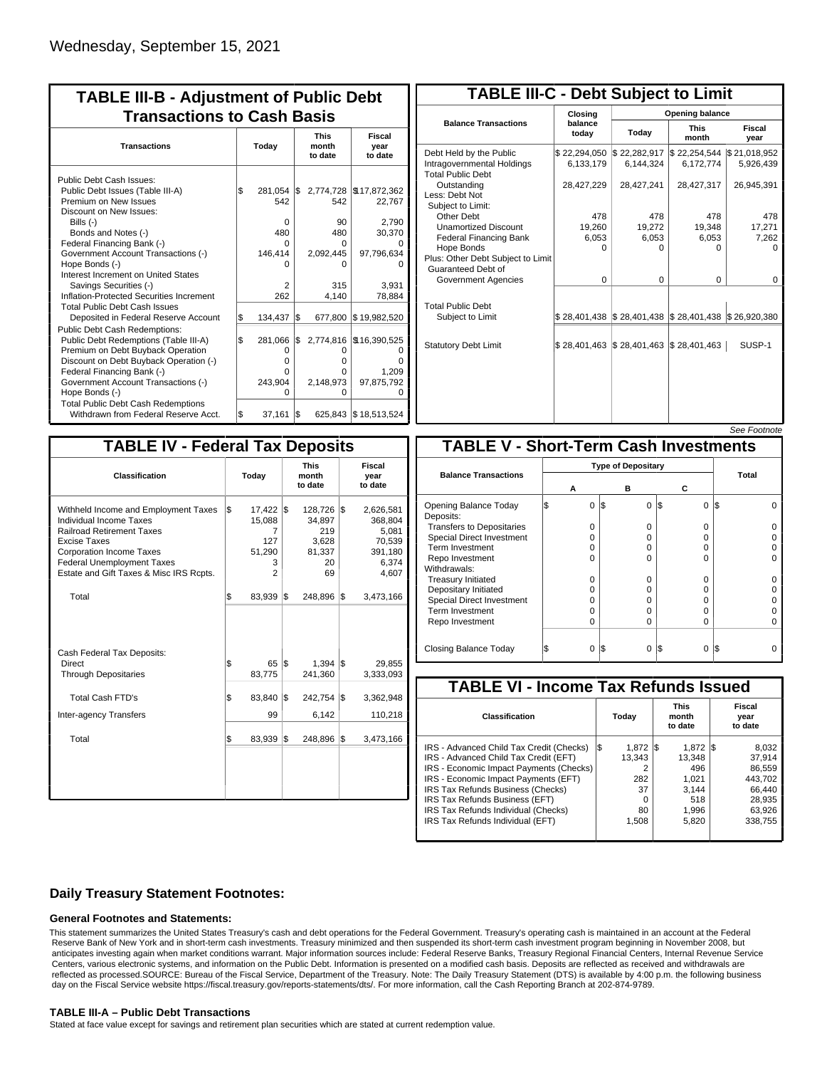Wednesday, September 15, 2021

## TABLE III-B - Adjustment of Public Debt Transactions to Cash Basis

| Transactions | Today | This month to date | Fiscal year to date |
|---|---|---|---|
| Public Debt Cash Issues: | | | |
| Public Debt Issues (Table III-A) | $ 281,054 | $ 2,774,728 | $ 17,872,362 |
| Premium on New Issues | 542 | 542 | 22,767 |
| Discount on New Issues: | | | |
| Bills (-) | 0 | 90 | 2,790 |
| Bonds and Notes (-) | 480 | 480 | 30,370 |
| Federal Financing Bank (-) | 0 | 0 | 0 |
| Government Account Transactions (-) | 146,414 | 2,092,445 | 97,796,634 |
| Hope Bonds (-) | 0 | 0 | 0 |
| Interest Increment on United States Savings Securities (-) | 2 | 315 | 3,931 |
| Inflation-Protected Securities Increment | 262 | 4,140 | 78,884 |
| Total Public Debt Cash Issues Deposited in Federal Reserve Account | $ 134,437 | $ 677,800 | $ 19,982,520 |
| Public Debt Cash Redemptions: | | | |
| Public Debt Redemptions (Table III-A) | $ 281,066 | $ 2,774,816 | $ 16,390,525 |
| Premium on Debt Buyback Operation | 0 | 0 | 0 |
| Discount on Debt Buyback Operation (-) | 0 | 0 | 0 |
| Federal Financing Bank (-) | 0 | 0 | 1,209 |
| Government Account Transactions (-) | 243,904 | 2,148,973 | 97,875,792 |
| Hope Bonds (-) | 0 | 0 | 0 |
| Total Public Debt Cash Redemptions Withdrawn from Federal Reserve Acct. | $ 37,161 | $ 625,843 | $ 18,513,524 |

## TABLE III-C - Debt Subject to Limit

| Balance Transactions | Closing balance today | Opening balance Today | Opening balance This month | Opening balance Fiscal year |
|---|---|---|---|---|
| Debt Held by the Public | $ 22,294,050 | $ 22,282,917 | $ 22,254,544 | $ 21,018,952 |
| Intragovernmental Holdings | 6,133,179 | 6,144,324 | 6,172,774 | 5,926,439 |
| Total Public Debt Outstanding | 28,427,229 | 28,427,241 | 28,427,317 | 26,945,391 |
| Less: Debt Not Subject to Limit: | | | | |
| Other Debt | 478 | 478 | 478 | 478 |
| Unamortized Discount | 19,260 | 19,272 | 19,348 | 17,271 |
| Federal Financing Bank | 6,053 | 6,053 | 6,053 | 7,262 |
| Hope Bonds | 0 | 0 | 0 | 0 |
| Plus: Other Debt Subject to Limit Guaranteed Debt of Government Agencies | 0 | 0 | 0 | 0 |
| Total Public Debt Subject to Limit | $ 28,401,438 | $ 28,401,438 | $ 28,401,438 | $ 26,920,380 |
| Statutory Debt Limit | $ 28,401,463 | $ 28,401,463 | $ 28,401,463 | SUSP-1 |

*See Footnote*

## TABLE IV - Federal Tax Deposits

| Classification | Today | This month to date | Fiscal year to date |
|---|---|---|---|
| Withheld Income and Employment Taxes | $ 17,422 | $ 128,726 | $ 2,626,581 |
| Individual Income Taxes | 15,088 | 34,897 | 368,804 |
| Railroad Retirement Taxes | 7 | 219 | 5,081 |
| Excise Taxes | 127 | 3,628 | 70,539 |
| Corporation Income Taxes | 51,290 | 81,337 | 391,180 |
| Federal Unemployment Taxes | 3 | 20 | 6,374 |
| Estate and Gift Taxes & Misc IRS Rcpts. | 2 | 69 | 4,607 |
| Total | $ 83,939 | $ 248,896 | $ 3,473,166 |
| Cash Federal Tax Deposits: | | | |
| Direct | $ 65 | $ 1,394 | $ 29,855 |
| Through Depositaries | 83,775 | 241,360 | 3,333,093 |
| Total Cash FTD's | $ 83,840 | $ 242,754 | $ 3,362,948 |
| Inter-agency Transfers | 99 | 6,142 | 110,218 |
| Total | $ 83,939 | $ 248,896 | $ 3,473,166 |

## TABLE V - Short-Term Cash Investments

| Balance Transactions | Type of Depositary A | Type of Depositary B | Type of Depositary C | Total |
|---|---|---|---|---|
| Opening Balance Today | $ 0 | $ 0 | $ 0 | $ 0 |
| Deposits: | | | | |
| Transfers to Depositaries | 0 | 0 | 0 | 0 |
| Special Direct Investment | 0 | 0 | 0 | 0 |
| Term Investment | 0 | 0 | 0 | 0 |
| Repo Investment | 0 | 0 | 0 | 0 |
| Withdrawals: | | | | |
| Treasury Initiated | 0 | 0 | 0 | 0 |
| Depositary Initiated | 0 | 0 | 0 | 0 |
| Special Direct Investment | 0 | 0 | 0 | 0 |
| Term Investment | 0 | 0 | 0 | 0 |
| Repo Investment | 0 | 0 | 0 | 0 |
| Closing Balance Today | $ 0 | $ 0 | $ 0 | $ 0 |

## TABLE VI - Income Tax Refunds Issued

| Classification | Today | This month to date | Fiscal year to date |
|---|---|---|---|
| IRS - Advanced Child Tax Credit (Checks) | $ 1,872 | $ 1,872 | $ 8,032 |
| IRS - Advanced Child Tax Credit (EFT) | 13,343 | 13,348 | 37,914 |
| IRS - Economic Impact Payments (Checks) | 2 | 496 | 86,559 |
| IRS - Economic Impact Payments (EFT) | 282 | 1,021 | 443,702 |
| IRS Tax Refunds Business (Checks) | 37 | 3,144 | 66,440 |
| IRS Tax Refunds Business (EFT) | 0 | 518 | 28,935 |
| IRS Tax Refunds Individual (Checks) | 80 | 1,996 | 63,926 |
| IRS Tax Refunds Individual (EFT) | 1,508 | 5,820 | 338,755 |

## Daily Treasury Statement Footnotes:

### General Footnotes and Statements:

This statement summarizes the United States Treasury's cash and debt operations for the Federal Government. Treasury's operating cash is maintained in an account at the Federal Reserve Bank of New York and in short-term cash investments. Treasury minimized and then suspended its short-term cash investment program beginning in November 2008, but anticipates investing again when market conditions warrant. Major information sources include: Federal Reserve Banks, Treasury Regional Financial Centers, Internal Revenue Service Centers, various electronic systems, and information on the Public Debt. Information is presented on a modified cash basis. Deposits are reflected as received and withdrawals are reflected as processed.SOURCE: Bureau of the Fiscal Service, Department of the Treasury. Note: The Daily Treasury Statement (DTS) is available by 4:00 p.m. the following business day on the Fiscal Service website https://fiscal.treasury.gov/reports-statements/dts/. For more information, call the Cash Reporting Branch at 202-874-9789.

### TABLE III-A – Public Debt Transactions

Stated at face value except for savings and retirement plan securities which are stated at current redemption value.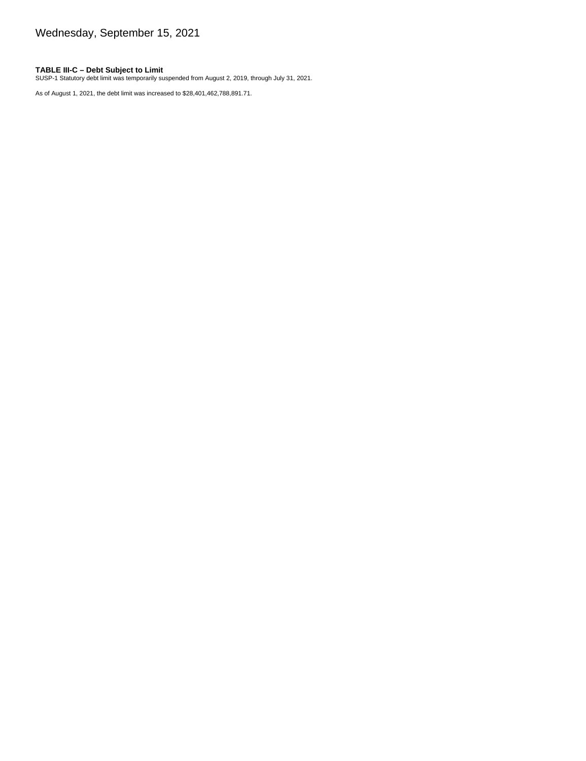Wednesday, September 15, 2021

**TABLE III-C – Debt Subject to Limit**

SUSP-1 Statutory debt limit was temporarily suspended from August 2, 2019, through July 31, 2021.

As of August 1, 2021, the debt limit was increased to $28,401,462,788,891.71.